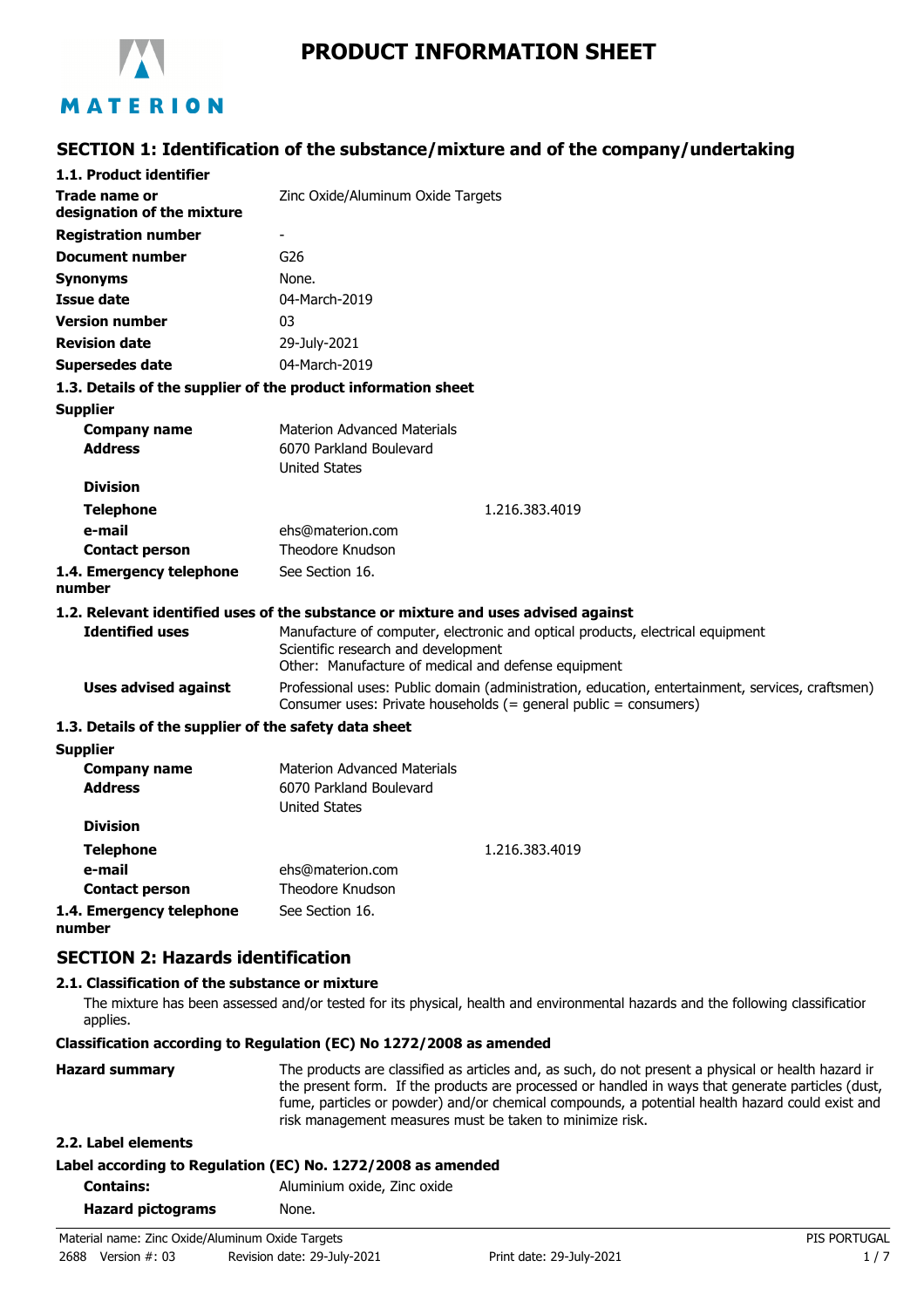# PRODUCT INFORMATION SHEET

MATERION

## SECTION 1: Identification of the substance/mixture and of the company/undertaking

### 1.1. Product identifier

| | |
|---|---|
| **Trade name or designation of the mixture** | Zinc Oxide/Aluminum Oxide Targets |
| **Registration number** | - |
| **Document number** | G26 |
| **Synonyms** | None. |
| **Issue date** | 04-March-2019 |
| **Version number** | 03 |
| **Revision date** | 29-July-2021 |
| **Supersedes date** | 04-March-2019 |

### 1.3. Details of the supplier of the product information sheet

**Supplier**

| | |
|---|---|
| **Company name** | Materion Advanced Materials |
| **Address** | 6070 Parkland Boulevard<br>United States |
| **Division** | |
| **Telephone** | 1.216.383.4019 |
| **e-mail** | ehs@materion.com |
| **Contact person** | Theodore Knudson |
| **1.4. Emergency telephone number** | See Section 16. |

### 1.2. Relevant identified uses of the substance or mixture and uses advised against

| | |
|---|---|
| **Identified uses** | Manufacture of computer, electronic and optical products, electrical equipment<br>Scientific research and development<br>Other: Manufacture of medical and defense equipment |
| **Uses advised against** | Professional uses: Public domain (administration, education, entertainment, services, craftsmen)<br>Consumer uses: Private households (= general public = consumers) |

### 1.3. Details of the supplier of the safety data sheet

**Supplier**

| | |
|---|---|
| **Company name** | Materion Advanced Materials |
| **Address** | 6070 Parkland Boulevard<br>United States |
| **Division** | |
| **Telephone** | 1.216.383.4019 |
| **e-mail** | ehs@materion.com |
| **Contact person** | Theodore Knudson |
| **1.4. Emergency telephone number** | See Section 16. |

## SECTION 2: Hazards identification

### 2.1. Classification of the substance or mixture

The mixture has been assessed and/or tested for its physical, health and environmental hazards and the following classification applies.

**Classification according to Regulation (EC) No 1272/2008 as amended**

| | |
|---|---|
| **Hazard summary** | The products are classified as articles and, as such, do not present a physical or health hazard in the present form. If the products are processed or handled in ways that generate particles (dust, fume, particles or powder) and/or chemical compounds, a potential health hazard could exist and risk management measures must be taken to minimize risk. |

### 2.2. Label elements

**Label according to Regulation (EC) No. 1272/2008 as amended**

| | |
|---|---|
| **Contains:** | Aluminium oxide, Zinc oxide |
| **Hazard pictograms** | None. |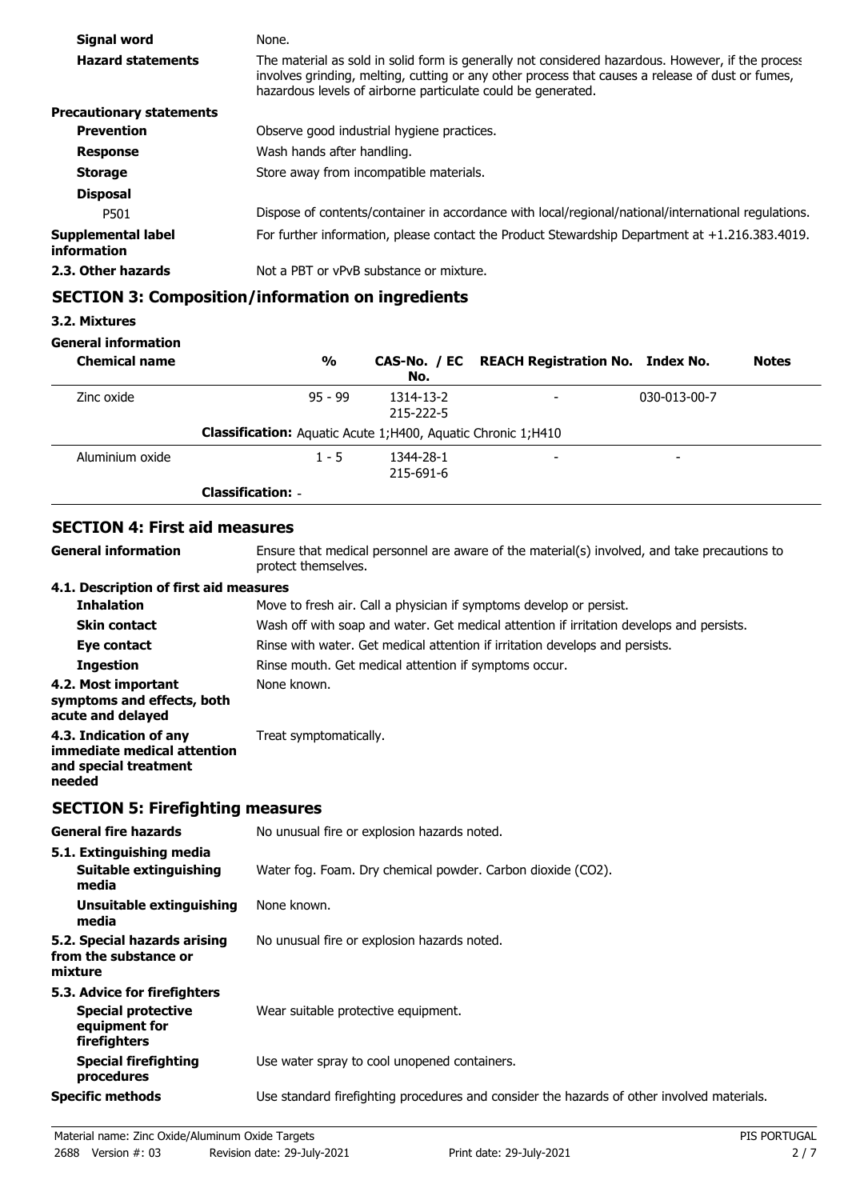| | |
|---|---|
| **Signal word** | None. |
| **Hazard statements** | The material as sold in solid form is generally not considered hazardous. However, if the process involves grinding, melting, cutting or any other process that causes a release of dust or fumes, hazardous levels of airborne particulate could be generated. |
| **Precautionary statements** | |
| **Prevention** | Observe good industrial hygiene practices. |
| **Response** | Wash hands after handling. |
| **Storage** | Store away from incompatible materials. |
| **Disposal** | |
| P501 | Dispose of contents/container in accordance with local/regional/national/international regulations. |
| **Supplemental label information** | For further information, please contact the Product Stewardship Department at +1.216.383.4019. |
| **2.3. Other hazards** | Not a PBT or vPvB substance or mixture. |

## SECTION 3: Composition/information on ingredients

**3.2. Mixtures**

**General information**

| Chemical name | % | CAS-No. / EC No. | REACH Registration No. | Index No. | Notes |
|---|---|---|---|---|---|
| Zinc oxide | 95 - 99 | 1314-13-2<br>215-222-5 | - | 030-013-00-7 | |
| **Classification:** Aquatic Acute 1;H400, Aquatic Chronic 1;H410 | | | | | |
| Aluminium oxide | 1 - 5 | 1344-28-1<br>215-691-6 | - | - | |
| **Classification:** - | | | | | |

## SECTION 4: First aid measures

| | |
|---|---|
| **General information** | Ensure that medical personnel are aware of the material(s) involved, and take precautions to protect themselves. |
| **4.1. Description of first aid measures** | |
| **Inhalation** | Move to fresh air. Call a physician if symptoms develop or persist. |
| **Skin contact** | Wash off with soap and water. Get medical attention if irritation develops and persists. |
| **Eye contact** | Rinse with water. Get medical attention if irritation develops and persists. |
| **Ingestion** | Rinse mouth. Get medical attention if symptoms occur. |
| **4.2. Most important symptoms and effects, both acute and delayed** | None known. |
| **4.3. Indication of any immediate medical attention and special treatment needed** | Treat symptomatically. |

## SECTION 5: Firefighting measures

| | |
|---|---|
| **General fire hazards** | No unusual fire or explosion hazards noted. |
| **5.1. Extinguishing media** | |
| **Suitable extinguishing media** | Water fog. Foam. Dry chemical powder. Carbon dioxide ($CO_2$). |
| **Unsuitable extinguishing media** | None known. |
| **5.2. Special hazards arising from the substance or mixture** | No unusual fire or explosion hazards noted. |
| **5.3. Advice for firefighters** | |
| **Special protective equipment for firefighters** | Wear suitable protective equipment. |
| **Special firefighting procedures** | Use water spray to cool unopened containers. |
| **Specific methods** | Use standard firefighting procedures and consider the hazards of other involved materials. |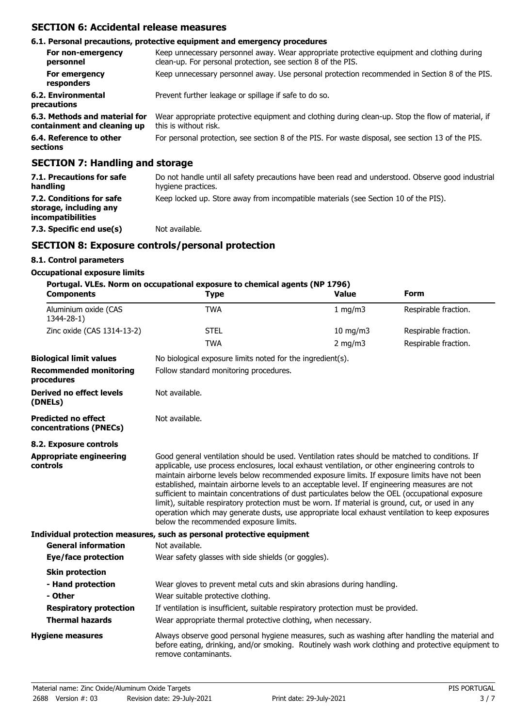## SECTION 6: Accidental release measures

### 6.1. Personal precautions, protective equipment and emergency procedures

| | |
|---|---|
| **For non-emergency personnel** | Keep unnecessary personnel away. Wear appropriate protective equipment and clothing during clean-up. For personal protection, see section 8 of the PIS. |
| **For emergency responders** | Keep unnecessary personnel away. Use personal protection recommended in Section 8 of the PIS. |
| **6.2. Environmental precautions** | Prevent further leakage or spillage if safe to do so. |
| **6.3. Methods and material for containment and cleaning up** | Wear appropriate protective equipment and clothing during clean-up. Stop the flow of material, if this is without risk. |
| **6.4. Reference to other sections** | For personal protection, see section 8 of the PIS. For waste disposal, see section 13 of the PIS. |

## SECTION 7: Handling and storage

| | |
|---|---|
| **7.1. Precautions for safe handling** | Do not handle until all safety precautions have been read and understood. Observe good industrial hygiene practices. |
| **7.2. Conditions for safe storage, including any incompatibilities** | Keep locked up. Store away from incompatible materials (see Section 10 of the PIS). |
| **7.3. Specific end use(s)** | Not available. |

## SECTION 8: Exposure controls/personal protection

### 8.1. Control parameters

**Occupational exposure limits**

**Portugal. VLEs. Norm on occupational exposure to chemical agents (NP 1796)**

| Components | Type | Value | Form |
|---|---|---|---|
| Aluminium oxide (CAS 1344-28-1) | TWA | 1 mg/m3 | Respirable fraction. |
| Zinc oxide (CAS 1314-13-2) | STEL | 10 mg/m3 | Respirable fraction. |
| | TWA | 2 mg/m3 | Respirable fraction. |

| | |
|---|---|
| **Biological limit values** | No biological exposure limits noted for the ingredient(s). |
| **Recommended monitoring procedures** | Follow standard monitoring procedures. |
| **Derived no effect levels (DNELs)** | Not available. |
| **Predicted no effect concentrations (PNECs)** | Not available. |

### 8.2. Exposure controls

**Appropriate engineering controls**: Good general ventilation should be used. Ventilation rates should be matched to conditions. If applicable, use process enclosures, local exhaust ventilation, or other engineering controls to maintain airborne levels below recommended exposure limits. If exposure limits have not been established, maintain airborne levels to an acceptable level. If engineering measures are not sufficient to maintain concentrations of dust particulates below the OEL (occupational exposure limit), suitable respiratory protection must be worn. If material is ground, cut, or used in any operation which may generate dusts, use appropriate local exhaust ventilation to keep exposures below the recommended exposure limits.

**Individual protection measures, such as personal protective equipment**

| | |
|---|---|
| **General information** | Not available. |
| **Eye/face protection** | Wear safety glasses with side shields (or goggles). |
| **Skin protection** | |
| **- Hand protection** | Wear gloves to prevent metal cuts and skin abrasions during handling. |
| **- Other** | Wear suitable protective clothing. |
| **Respiratory protection** | If ventilation is insufficient, suitable respiratory protection must be provided. |
| **Thermal hazards** | Wear appropriate thermal protective clothing, when necessary. |
| **Hygiene measures** | Always observe good personal hygiene measures, such as washing after handling the material and before eating, drinking, and/or smoking. Routinely wash work clothing and protective equipment to remove contaminants. |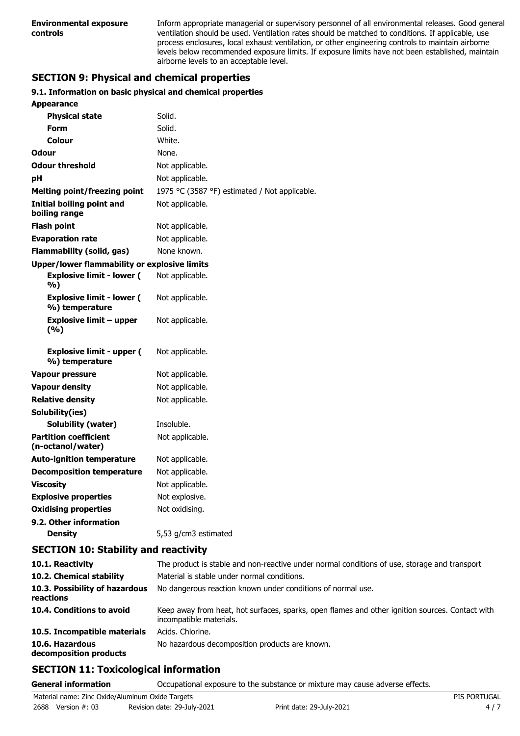| | |
|---|---|
| **Environmental exposure controls** | Inform appropriate managerial or supervisory personnel of all environmental releases. Good general ventilation should be used. Ventilation rates should be matched to conditions. If applicable, use process enclosures, local exhaust ventilation, or other engineering controls to maintain airborne levels below recommended exposure limits. If exposure limits have not been established, maintain airborne levels to an acceptable level. |

## SECTION 9: Physical and chemical properties

### 9.1. Information on basic physical and chemical properties

| | |
|---|---|
| **Appearance** | |
| **Physical state** | Solid. |
| **Form** | Solid. |
| **Colour** | White. |
| **Odour** | None. |
| **Odour threshold** | Not applicable. |
| **pH** | Not applicable. |
| **Melting point/freezing point** | 1975 °C (3587 °F) estimated / Not applicable. |
| **Initial boiling point and boiling range** | Not applicable. |
| **Flash point** | Not applicable. |
| **Evaporation rate** | Not applicable. |
| **Flammability (solid, gas)** | None known. |
| **Upper/lower flammability or explosive limits** | |
| **Explosive limit - lower ( %)** | Not applicable. |
| **Explosive limit - lower ( %) temperature** | Not applicable. |
| **Explosive limit – upper (%)** | Not applicable. |
| **Explosive limit - upper ( %) temperature** | Not applicable. |
| **Vapour pressure** | Not applicable. |
| **Vapour density** | Not applicable. |
| **Relative density** | Not applicable. |
| **Solubility(ies)** | |
| **Solubility (water)** | Insoluble. |
| **Partition coefficient (n-octanol/water)** | Not applicable. |
| **Auto-ignition temperature** | Not applicable. |
| **Decomposition temperature** | Not applicable. |
| **Viscosity** | Not applicable. |
| **Explosive properties** | Not explosive. |
| **Oxidising properties** | Not oxidising. |
| **9.2. Other information** | |
| **Density** | 5,53 g/cm3 estimated |

## SECTION 10: Stability and reactivity

| | |
|---|---|
| **10.1. Reactivity** | The product is stable and non-reactive under normal conditions of use, storage and transport. |
| **10.2. Chemical stability** | Material is stable under normal conditions. |
| **10.3. Possibility of hazardous reactions** | No dangerous reaction known under conditions of normal use. |
| **10.4. Conditions to avoid** | Keep away from heat, hot surfaces, sparks, open flames and other ignition sources. Contact with incompatible materials. |
| **10.5. Incompatible materials** | Acids. Chlorine. |
| **10.6. Hazardous decomposition products** | No hazardous decomposition products are known. |

## SECTION 11: Toxicological information

| | |
|---|---|
| **General information** | Occupational exposure to the substance or mixture may cause adverse effects. |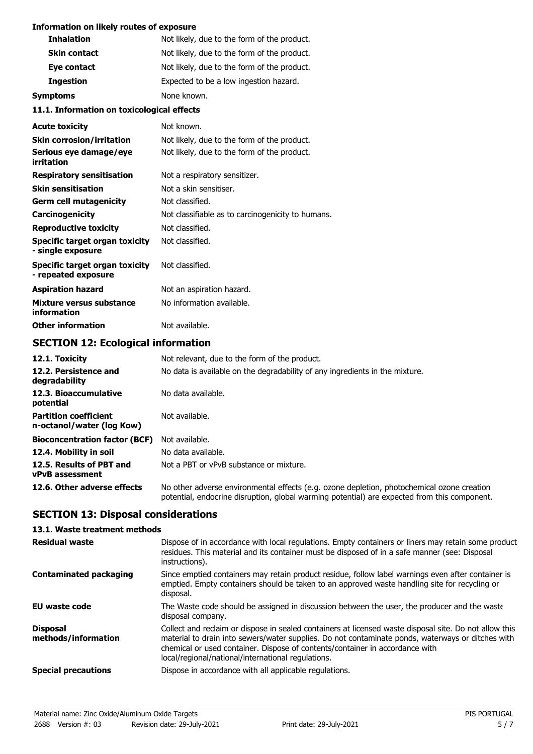**Information on likely routes of exposure**

| | |
|---|---|
| **Inhalation** | Not likely, due to the form of the product. |
| **Skin contact** | Not likely, due to the form of the product. |
| **Eye contact** | Not likely, due to the form of the product. |
| **Ingestion** | Expected to be a low ingestion hazard. |
| **Symptoms** | None known. |

**11.1. Information on toxicological effects**

| | |
|---|---|
| **Acute toxicity** | Not known. |
| **Skin corrosion/irritation** | Not likely, due to the form of the product. |
| **Serious eye damage/eye irritation** | Not likely, due to the form of the product. |
| **Respiratory sensitisation** | Not a respiratory sensitizer. |
| **Skin sensitisation** | Not a skin sensitiser. |
| **Germ cell mutagenicity** | Not classified. |
| **Carcinogenicity** | Not classifiable as to carcinogenicity to humans. |
| **Reproductive toxicity** | Not classified. |
| **Specific target organ toxicity - single exposure** | Not classified. |
| **Specific target organ toxicity - repeated exposure** | Not classified. |
| **Aspiration hazard** | Not an aspiration hazard. |
| **Mixture versus substance information** | No information available. |
| **Other information** | Not available. |

## SECTION 12: Ecological information

| | |
|---|---|
| **12.1. Toxicity** | Not relevant, due to the form of the product. |
| **12.2. Persistence and degradability** | No data is available on the degradability of any ingredients in the mixture. |
| **12.3. Bioaccumulative potential** | No data available. |
| **Partition coefficient n-octanol/water (log Kow)** | Not available. |
| **Bioconcentration factor (BCF)** | Not available. |
| **12.4. Mobility in soil** | No data available. |
| **12.5. Results of PBT and vPvB assessment** | Not a PBT or vPvB substance or mixture. |
| **12.6. Other adverse effects** | No other adverse environmental effects (e.g. ozone depletion, photochemical ozone creation potential, endocrine disruption, global warming potential) are expected from this component. |

## SECTION 13: Disposal considerations

**13.1. Waste treatment methods**

| | |
|---|---|
| **Residual waste** | Dispose of in accordance with local regulations. Empty containers or liners may retain some product residues. This material and its container must be disposed of in a safe manner (see: Disposal instructions). |
| **Contaminated packaging** | Since emptied containers may retain product residue, follow label warnings even after container is emptied. Empty containers should be taken to an approved waste handling site for recycling or disposal. |
| **EU waste code** | The Waste code should be assigned in discussion between the user, the producer and the waste disposal company. |
| **Disposal methods/information** | Collect and reclaim or dispose in sealed containers at licensed waste disposal site. Do not allow this material to drain into sewers/water supplies. Do not contaminate ponds, waterways or ditches with chemical or used container. Dispose of contents/container in accordance with local/regional/national/international regulations. |
| **Special precautions** | Dispose in accordance with all applicable regulations. |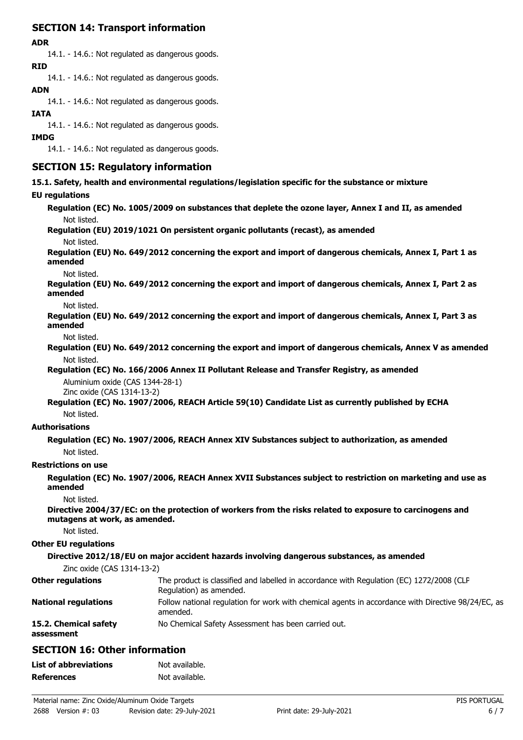## SECTION 14: Transport information

**ADR**

14.1. - 14.6.: Not regulated as dangerous goods.

**RID**

14.1. - 14.6.: Not regulated as dangerous goods.

**ADN**

14.1. - 14.6.: Not regulated as dangerous goods.

**IATA**

14.1. - 14.6.: Not regulated as dangerous goods.

**IMDG**

14.1. - 14.6.: Not regulated as dangerous goods.

## SECTION 15: Regulatory information

**15.1. Safety, health and environmental regulations/legislation specific for the substance or mixture**

**EU regulations**

**Regulation (EC) No. 1005/2009 on substances that deplete the ozone layer, Annex I and II, as amended**

Not listed.

**Regulation (EU) 2019/1021 On persistent organic pollutants (recast), as amended**

Not listed.

**Regulation (EU) No. 649/2012 concerning the export and import of dangerous chemicals, Annex I, Part 1 as amended**

Not listed.

**Regulation (EU) No. 649/2012 concerning the export and import of dangerous chemicals, Annex I, Part 2 as amended**

Not listed.

**Regulation (EU) No. 649/2012 concerning the export and import of dangerous chemicals, Annex I, Part 3 as amended**

Not listed.

**Regulation (EU) No. 649/2012 concerning the export and import of dangerous chemicals, Annex V as amended**

Not listed.

**Regulation (EC) No. 166/2006 Annex II Pollutant Release and Transfer Registry, as amended**

Aluminium oxide (CAS 1344-28-1)
Zinc oxide (CAS 1314-13-2)

**Regulation (EC) No. 1907/2006, REACH Article 59(10) Candidate List as currently published by ECHA**

Not listed.

**Authorisations**

**Regulation (EC) No. 1907/2006, REACH Annex XIV Substances subject to authorization, as amended**

Not listed.

**Restrictions on use**

**Regulation (EC) No. 1907/2006, REACH Annex XVII Substances subject to restriction on marketing and use as amended**

Not listed.

**Directive 2004/37/EC: on the protection of workers from the risks related to exposure to carcinogens and mutagens at work, as amended.**

Not listed.

**Other EU regulations**

**Directive 2012/18/EU on major accident hazards involving dangerous substances, as amended**

Zinc oxide (CAS 1314-13-2)

**Other regulations** The product is classified and labelled in accordance with Regulation (EC) 1272/2008 (CLP Regulation) as amended.

**National regulations** Follow national regulation for work with chemical agents in accordance with Directive 98/24/EC, as amended.

**15.2. Chemical safety assessment** No Chemical Safety Assessment has been carried out.

## SECTION 16: Other information

**List of abbreviations** Not available.

**References** Not available.

Material name: Zinc Oxide/Aluminum Oxide Targets
2688 Version #: 03 Revision date: 29-July-2021 Print date: 29-July-2021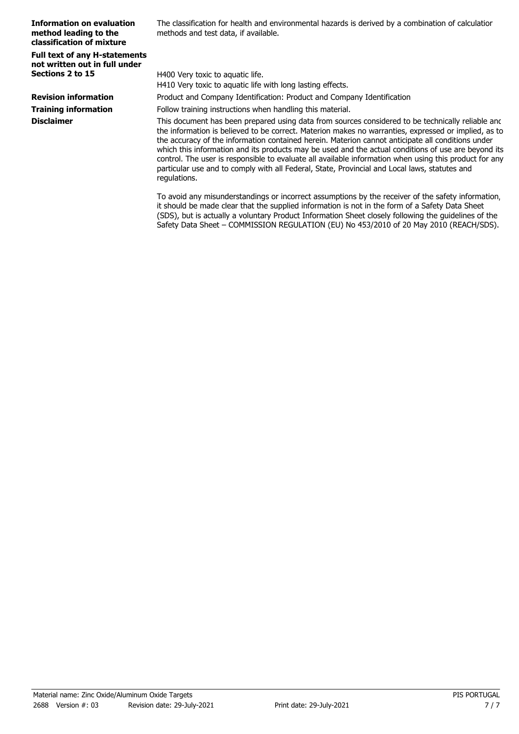**Information on evaluation method leading to the classification of mixture**

The classification for health and environmental hazards is derived by a combination of calculation methods and test data, if available.

**Full text of any H-statements not written out in full under Sections 2 to 15**

H400 Very toxic to aquatic life.
H410 Very toxic to aquatic life with long lasting effects.

**Revision information**

Product and Company Identification: Product and Company Identification

**Training information**

Follow training instructions when handling this material.

**Disclaimer**

This document has been prepared using data from sources considered to be technically reliable and the information is believed to be correct. Materion makes no warranties, expressed or implied, as to the accuracy of the information contained herein. Materion cannot anticipate all conditions under which this information and its products may be used and the actual conditions of use are beyond its control. The user is responsible to evaluate all available information when using this product for any particular use and to comply with all Federal, State, Provincial and Local laws, statutes and regulations.

To avoid any misunderstandings or incorrect assumptions by the receiver of the safety information, it should be made clear that the supplied information is not in the form of a Safety Data Sheet (SDS), but is actually a voluntary Product Information Sheet closely following the guidelines of the Safety Data Sheet – COMMISSION REGULATION (EU) No 453/2010 of 20 May 2010 (REACH/SDS).